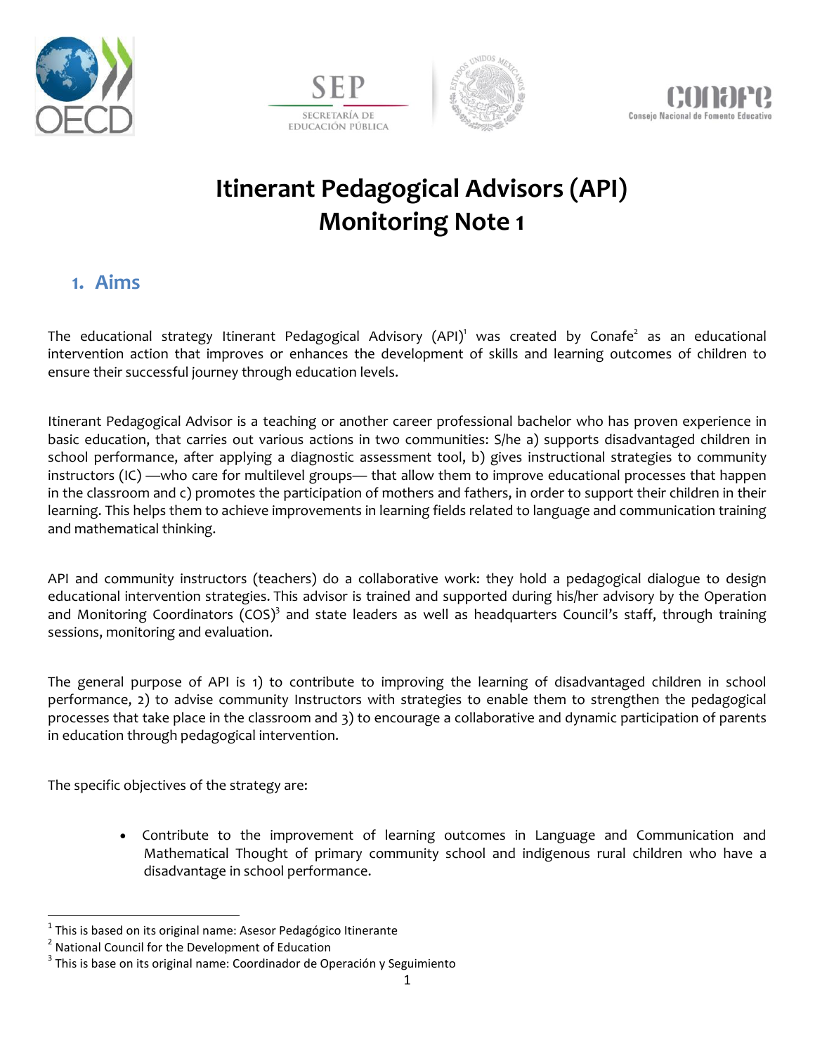# Itinerant Pedagogical Advisors (API) Monitoring Note 1

## 1. Aims

The educational strategy Itinerant Pedagogical Advisory (API)[1] was created by Conafe[2] as an educational intervention action that improves or enhances the development of skills and learning outcomes of children to ensure their successful journey through education levels.

Itinerant Pedagogical Advisor is a teaching or another career professional bachelor who has proven experience in basic education, that carries out various actions in two communities: S/he a) supports disadvantaged children in school performance, after applying a diagnostic assessment tool, b) gives instructional strategies to community instructors (IC) —who care for multilevel groups— that allow them to improve educational processes that happen in the classroom and c) promotes the participation of mothers and fathers, in order to support their children in their learning. This helps them to achieve improvements in learning fields related to language and communication training and mathematical thinking.

API and community instructors (teachers) do a collaborative work: they hold a pedagogical dialogue to design educational intervention strategies. This advisor is trained and supported during his/her advisory by the Operation and Monitoring Coordinators (COS)[3] and state leaders as well as headquarters Council's staff, through training sessions, monitoring and evaluation.

The general purpose of API is 1) to contribute to improving the learning of disadvantaged children in school performance, 2) to advise community Instructors with strategies to enable them to strengthen the pedagogical processes that take place in the classroom and 3) to encourage a collaborative and dynamic participation of parents in education through pedagogical intervention.

The specific objectives of the strategy are:

- Contribute to the improvement of learning outcomes in Language and Communication and Mathematical Thought of primary community school and indigenous rural children who have a disadvantage in school performance.

---

[1] This is based on its original name: Asesor Pedagógico Itinerante

[2] National Council for the Development of Education

[3] This is base on its original name: Coordinador de Operación y Seguimiento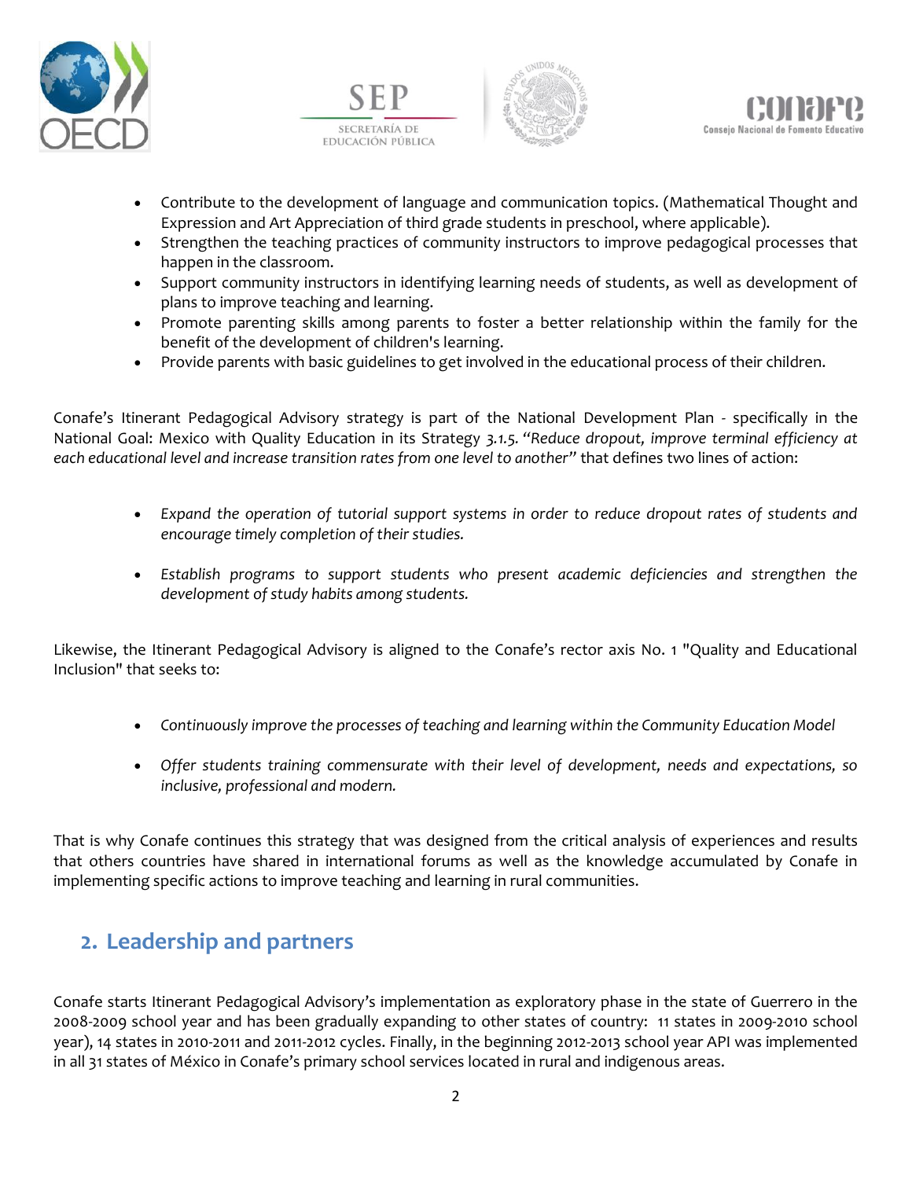- Contribute to the development of language and communication topics. (Mathematical Thought and Expression and Art Appreciation of third grade students in preschool, where applicable).
- Strengthen the teaching practices of community instructors to improve pedagogical processes that happen in the classroom.
- Support community instructors in identifying learning needs of students, as well as development of plans to improve teaching and learning.
- Promote parenting skills among parents to foster a better relationship within the family for the benefit of the development of children's learning.
- Provide parents with basic guidelines to get involved in the educational process of their children.

Conafe's Itinerant Pedagogical Advisory strategy is part of the National Development Plan - specifically in the National Goal: Mexico with Quality Education in its Strategy *3.1.5. "Reduce dropout, improve terminal efficiency at each educational level and increase transition rates from one level to another"* that defines two lines of action:

- *Expand the operation of tutorial support systems in order to reduce dropout rates of students and encourage timely completion of their studies.*
- *Establish programs to support students who present academic deficiencies and strengthen the development of study habits among students.*

Likewise, the Itinerant Pedagogical Advisory is aligned to the Conafe's rector axis No. 1 "Quality and Educational Inclusion" that seeks to:

- *Continuously improve the processes of teaching and learning within the Community Education Model*
- *Offer students training commensurate with their level of development, needs and expectations, so inclusive, professional and modern.*

That is why Conafe continues this strategy that was designed from the critical analysis of experiences and results that others countries have shared in international forums as well as the knowledge accumulated by Conafe in implementing specific actions to improve teaching and learning in rural communities.

## 2. Leadership and partners

Conafe starts Itinerant Pedagogical Advisory's implementation as exploratory phase in the state of Guerrero in the 2008-2009 school year and has been gradually expanding to other states of country: 11 states in 2009-2010 school year), 14 states in 2010-2011 and 2011-2012 cycles. Finally, in the beginning 2012-2013 school year API was implemented in all 31 states of México in Conafe's primary school services located in rural and indigenous areas.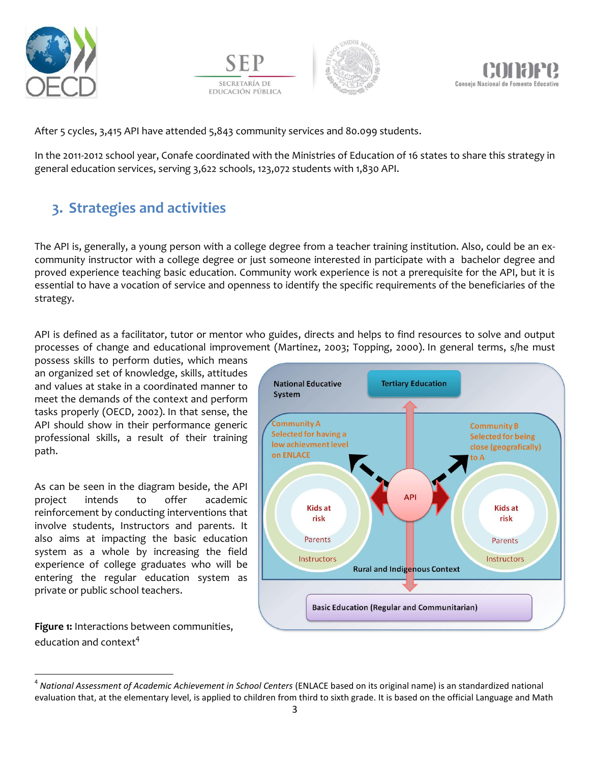After 5 cycles, 3,415 API have attended 5,843 community services and 80.099 students.

In the 2011-2012 school year, Conafe coordinated with the Ministries of Education of 16 states to share this strategy in general education services, serving 3,622 schools, 123,072 students with 1,830 API.

## 3. Strategies and activities

The API is, generally, a young person with a college degree from a teacher training institution. Also, could be an ex-community instructor with a college degree or just someone interested in participate with a bachelor degree and proved experience teaching basic education. Community work experience is not a prerequisite for the API, but it is essential to have a vocation of service and openness to identify the specific requirements of the beneficiaries of the strategy.

API is defined as a facilitator, tutor or mentor who guides, directs and helps to find resources to solve and output processes of change and educational improvement (Martinez, 2003; Topping, 2000). In general terms, s/he must possess skills to perform duties, which means an organized set of knowledge, skills, attitudes and values at stake in a coordinated manner to meet the demands of the context and perform tasks properly (OECD, 2002). In that sense, the API should show in their performance generic professional skills, a result of their training path.

As can be seen in the diagram beside, the API project intends to offer academic reinforcement by conducting interventions that involve students, Instructors and parents. It also aims at impacting the basic education system as a whole by increasing the field experience of college graduates who will be entering the regular education system as private or public school teachers.

**Figure 1:** Interactions between communities, education and context[4]

[4] *National Assessment of Academic Achievement in School Centers* (ENLACE based on its original name) is an standardized national evaluation that, at the elementary level, is applied to children from third to sixth grade. It is based on the official Language and Math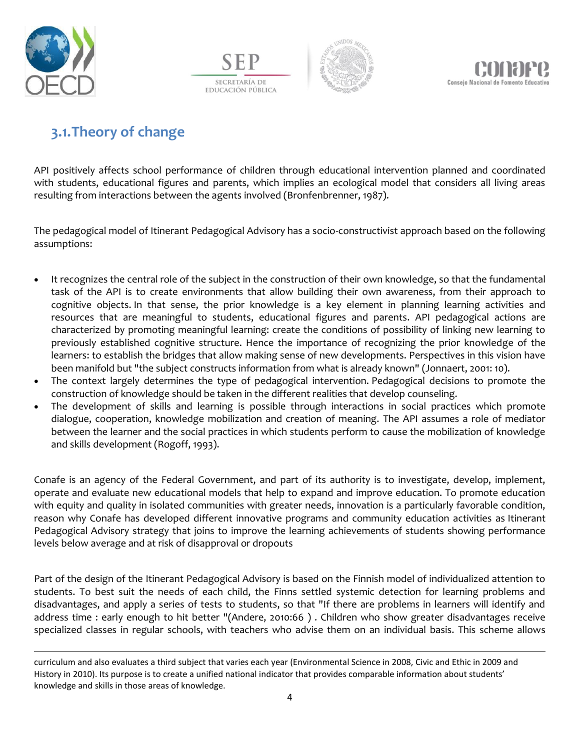## 3.1. Theory of change

API positively affects school performance of children through educational intervention planned and coordinated with students, educational figures and parents, which implies an ecological model that considers all living areas resulting from interactions between the agents involved (Bronfenbrenner, 1987).

The pedagogical model of Itinerant Pedagogical Advisory has a socio-constructivist approach based on the following assumptions:

- It recognizes the central role of the subject in the construction of their own knowledge, so that the fundamental task of the API is to create environments that allow building their own awareness, from their approach to cognitive objects. In that sense, the prior knowledge is a key element in planning learning activities and resources that are meaningful to students, educational figures and parents. API pedagogical actions are characterized by promoting meaningful learning: create the conditions of possibility of linking new learning to previously established cognitive structure. Hence the importance of recognizing the prior knowledge of the learners: to establish the bridges that allow making sense of new developments. Perspectives in this vision have been manifold but "the subject constructs information from what is already known" (Jonnaert, 2001: 10).
- The context largely determines the type of pedagogical intervention. Pedagogical decisions to promote the construction of knowledge should be taken in the different realities that develop counseling.
- The development of skills and learning is possible through interactions in social practices which promote dialogue, cooperation, knowledge mobilization and creation of meaning. The API assumes a role of mediator between the learner and the social practices in which students perform to cause the mobilization of knowledge and skills development (Rogoff, 1993).

Conafe is an agency of the Federal Government, and part of its authority is to investigate, develop, implement, operate and evaluate new educational models that help to expand and improve education. To promote education with equity and quality in isolated communities with greater needs, innovation is a particularly favorable condition, reason why Conafe has developed different innovative programs and community education activities as Itinerant Pedagogical Advisory strategy that joins to improve the learning achievements of students showing performance levels below average and at risk of disapproval or dropouts

Part of the design of the Itinerant Pedagogical Advisory is based on the Finnish model of individualized attention to students. To best suit the needs of each child, the Finns settled systemic detection for learning problems and disadvantages, and apply a series of tests to students, so that "If there are problems in learners will identify and address time : early enough to hit better "(Andere, 2010:66 ) . Children who show greater disadvantages receive specialized classes in regular schools, with teachers who advise them on an individual basis. This scheme allows

curriculum and also evaluates a third subject that varies each year (Environmental Science in 2008, Civic and Ethic in 2009 and History in 2010). Its purpose is to create a unified national indicator that provides comparable information about students' knowledge and skills in those areas of knowledge.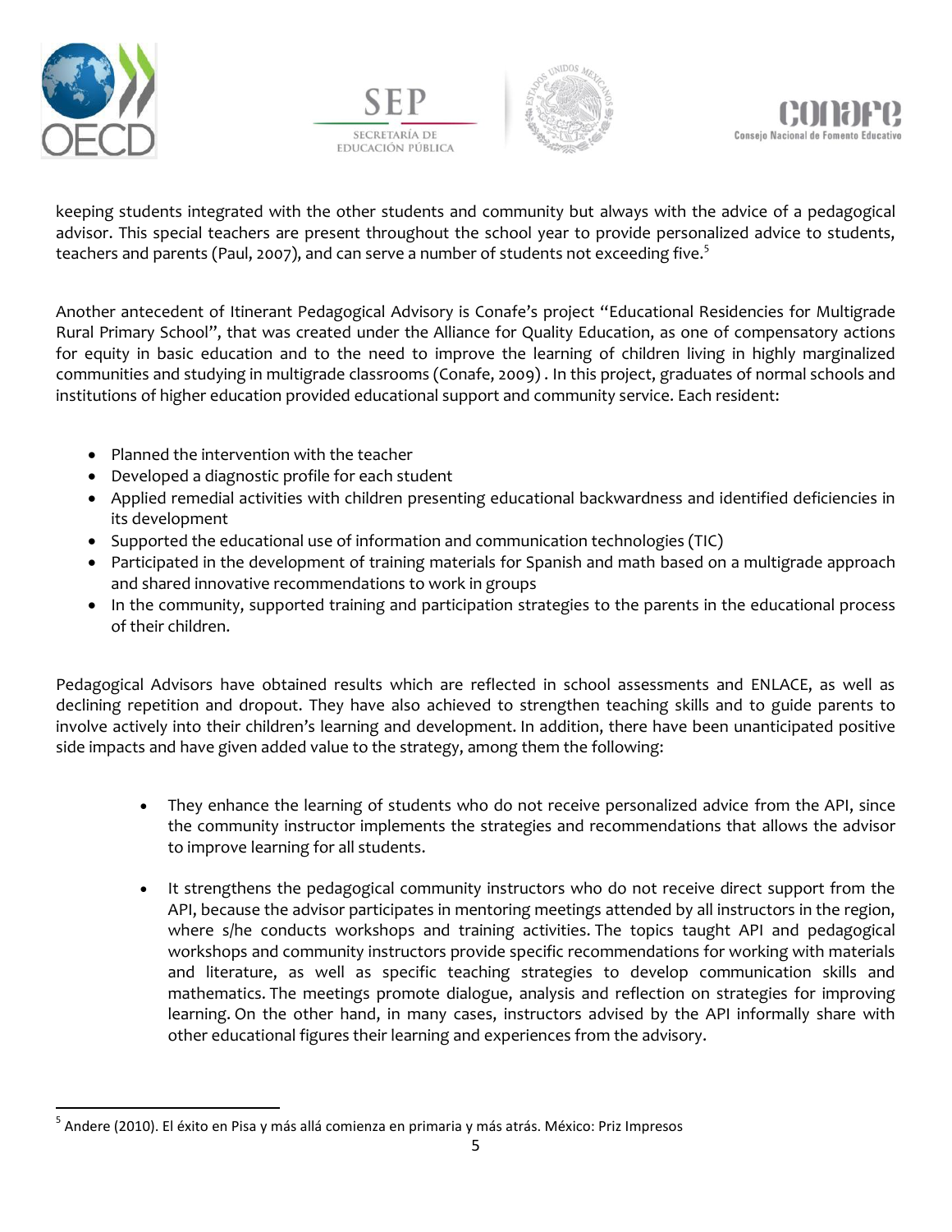keeping students integrated with the other students and community but always with the advice of a pedagogical advisor. This special teachers are present throughout the school year to provide personalized advice to students, teachers and parents (Paul, 2007), and can serve a number of students not exceeding five.[5]

Another antecedent of Itinerant Pedagogical Advisory is Conafe's project "Educational Residencies for Multigrade Rural Primary School", that was created under the Alliance for Quality Education, as one of compensatory actions for equity in basic education and to the need to improve the learning of children living in highly marginalized communities and studying in multigrade classrooms (Conafe, 2009) . In this project, graduates of normal schools and institutions of higher education provided educational support and community service. Each resident:

- Planned the intervention with the teacher
- Developed a diagnostic profile for each student
- Applied remedial activities with children presenting educational backwardness and identified deficiencies in its development
- Supported the educational use of information and communication technologies (TIC)
- Participated in the development of training materials for Spanish and math based on a multigrade approach and shared innovative recommendations to work in groups
- In the community, supported training and participation strategies to the parents in the educational process of their children.

Pedagogical Advisors have obtained results which are reflected in school assessments and ENLACE, as well as declining repetition and dropout. They have also achieved to strengthen teaching skills and to guide parents to involve actively into their children's learning and development. In addition, there have been unanticipated positive side impacts and have given added value to the strategy, among them the following:

- They enhance the learning of students who do not receive personalized advice from the API, since the community instructor implements the strategies and recommendations that allows the advisor to improve learning for all students.

- It strengthens the pedagogical community instructors who do not receive direct support from the API, because the advisor participates in mentoring meetings attended by all instructors in the region, where s/he conducts workshops and training activities. The topics taught API and pedagogical workshops and community instructors provide specific recommendations for working with materials and literature, as well as specific teaching strategies to develop communication skills and mathematics. The meetings promote dialogue, analysis and reflection on strategies for improving learning. On the other hand, in many cases, instructors advised by the API informally share with other educational figures their learning and experiences from the advisory.

---

[5] Andere (2010). El éxito en Pisa y más allá comienza en primaria y más atrás. México: Priz Impresos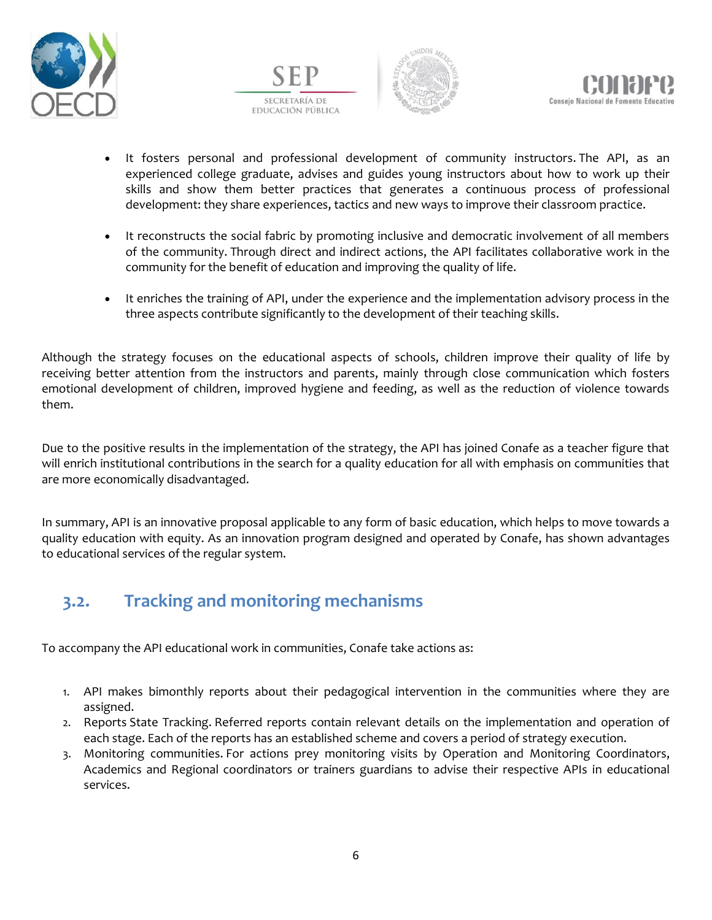- It fosters personal and professional development of community instructors. The API, as an experienced college graduate, advises and guides young instructors about how to work up their skills and show them better practices that generates a continuous process of professional development: they share experiences, tactics and new ways to improve their classroom practice.

- It reconstructs the social fabric by promoting inclusive and democratic involvement of all members of the community. Through direct and indirect actions, the API facilitates collaborative work in the community for the benefit of education and improving the quality of life.

- It enriches the training of API, under the experience and the implementation advisory process in the three aspects contribute significantly to the development of their teaching skills.

Although the strategy focuses on the educational aspects of schools, children improve their quality of life by receiving better attention from the instructors and parents, mainly through close communication which fosters emotional development of children, improved hygiene and feeding, as well as the reduction of violence towards them.

Due to the positive results in the implementation of the strategy, the API has joined Conafe as a teacher figure that will enrich institutional contributions in the search for a quality education for all with emphasis on communities that are more economically disadvantaged.

In summary, API is an innovative proposal applicable to any form of basic education, which helps to move towards a quality education with equity. As an innovation program designed and operated by Conafe, has shown advantages to educational services of the regular system.

## 3.2. Tracking and monitoring mechanisms

To accompany the API educational work in communities, Conafe take actions as:

1. API makes bimonthly reports about their pedagogical intervention in the communities where they are assigned.
2. Reports State Tracking. Referred reports contain relevant details on the implementation and operation of each stage. Each of the reports has an established scheme and covers a period of strategy execution.
3. Monitoring communities. For actions prey monitoring visits by Operation and Monitoring Coordinators, Academics and Regional coordinators or trainers guardians to advise their respective APIs in educational services.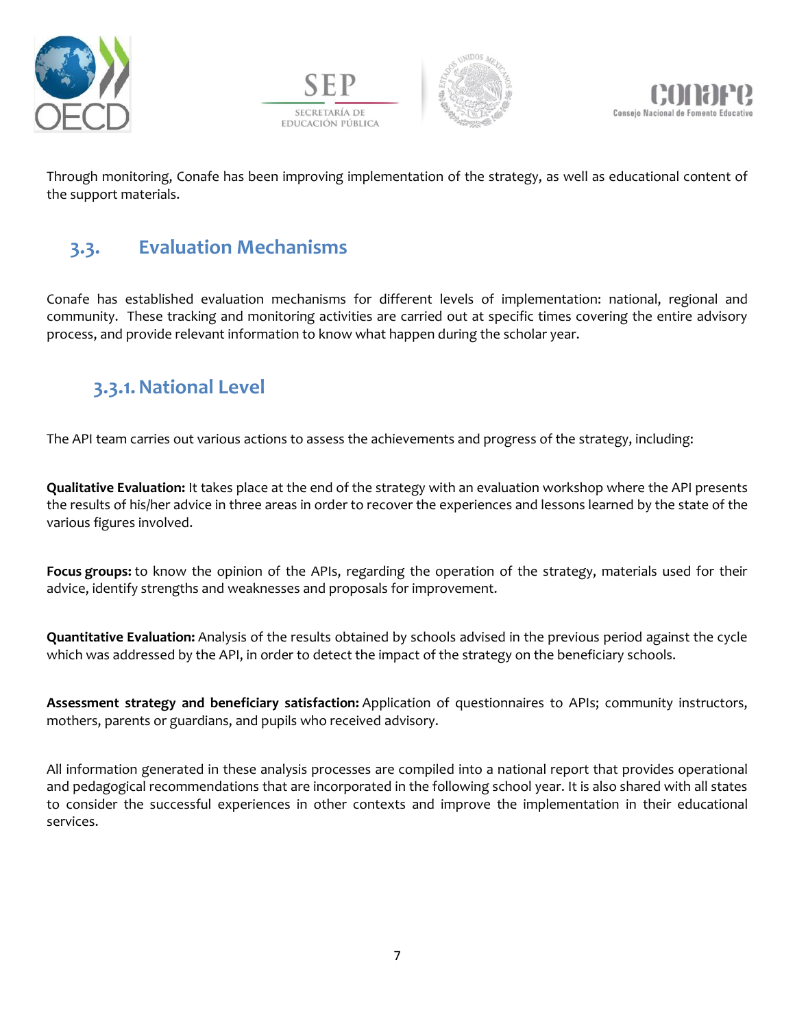Through monitoring, Conafe has been improving implementation of the strategy, as well as educational content of the support materials.

## 3.3. Evaluation Mechanisms

Conafe has established evaluation mechanisms for different levels of implementation: national, regional and community. These tracking and monitoring activities are carried out at specific times covering the entire advisory process, and provide relevant information to know what happen during the scholar year.

### 3.3.1. National Level

The API team carries out various actions to assess the achievements and progress of the strategy, including:

**Qualitative Evaluation:** It takes place at the end of the strategy with an evaluation workshop where the API presents the results of his/her advice in three areas in order to recover the experiences and lessons learned by the state of the various figures involved.

**Focus groups:** to know the opinion of the APIs, regarding the operation of the strategy, materials used for their advice, identify strengths and weaknesses and proposals for improvement.

**Quantitative Evaluation:** Analysis of the results obtained by schools advised in the previous period against the cycle which was addressed by the API, in order to detect the impact of the strategy on the beneficiary schools.

**Assessment strategy and beneficiary satisfaction:** Application of questionnaires to APIs; community instructors, mothers, parents or guardians, and pupils who received advisory.

All information generated in these analysis processes are compiled into a national report that provides operational and pedagogical recommendations that are incorporated in the following school year. It is also shared with all states to consider the successful experiences in other contexts and improve the implementation in their educational services.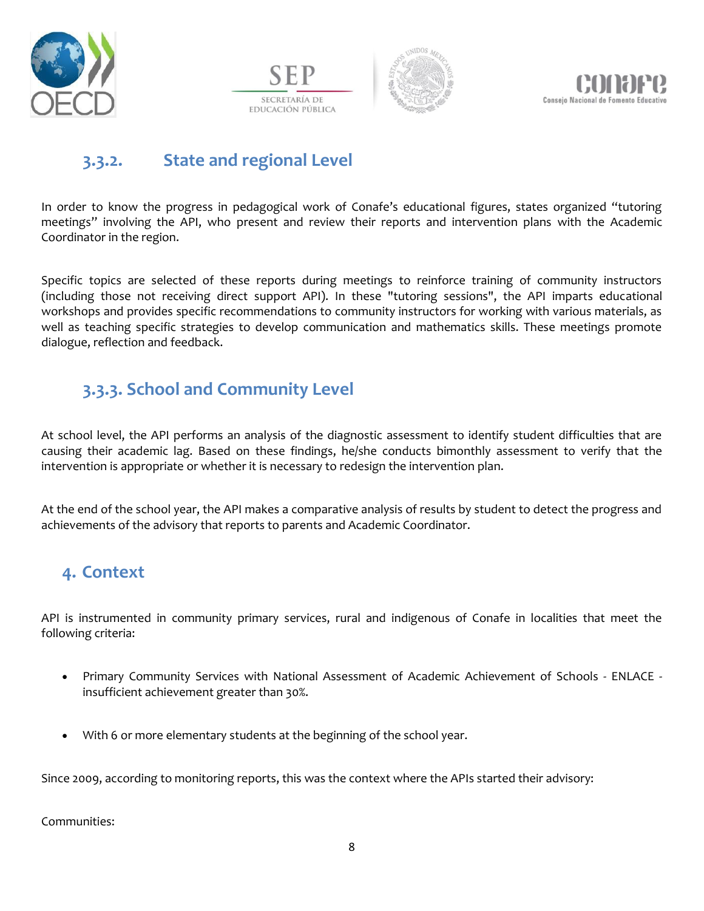### 3.3.2. State and regional Level

In order to know the progress in pedagogical work of Conafe's educational figures, states organized "tutoring meetings" involving the API, who present and review their reports and intervention plans with the Academic Coordinator in the region.

Specific topics are selected of these reports during meetings to reinforce training of community instructors (including those not receiving direct support API). In these "tutoring sessions", the API imparts educational workshops and provides specific recommendations to community instructors for working with various materials, as well as teaching specific strategies to develop communication and mathematics skills. These meetings promote dialogue, reflection and feedback.

### 3.3.3. School and Community Level

At school level, the API performs an analysis of the diagnostic assessment to identify student difficulties that are causing their academic lag. Based on these findings, he/she conducts bimonthly assessment to verify that the intervention is appropriate or whether it is necessary to redesign the intervention plan.

At the end of the school year, the API makes a comparative analysis of results by student to detect the progress and achievements of the advisory that reports to parents and Academic Coordinator.

## 4. Context

API is instrumented in community primary services, rural and indigenous of Conafe in localities that meet the following criteria:

- Primary Community Services with National Assessment of Academic Achievement of Schools - ENLACE - insufficient achievement greater than 30%.
- With 6 or more elementary students at the beginning of the school year.

Since 2009, according to monitoring reports, this was the context where the APIs started their advisory:

Communities: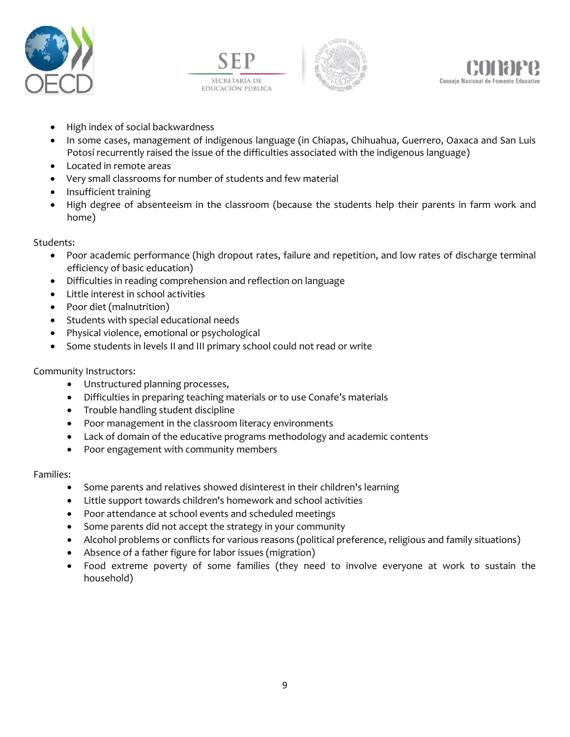- High index of social backwardness
- In some cases, management of indigenous language (in Chiapas, Chihuahua, Guerrero, Oaxaca and San Luis Potosí recurrently raised the issue of the difficulties associated with the indigenous language)
- Located in remote areas
- Very small classrooms for number of students and few material
- Insufficient training
- High degree of absenteeism in the classroom (because the students help their parents in farm work and home)

Students:

- Poor academic performance (high dropout rates, failure and repetition, and low rates of discharge terminal efficiency of basic education)
- Difficulties in reading comprehension and reflection on language
- Little interest in school activities
- Poor diet (malnutrition)
- Students with special educational needs
- Physical violence, emotional or psychological
- Some students in levels II and III primary school could not read or write

Community Instructors:

- Unstructured planning processes,
- Difficulties in preparing teaching materials or to use Conafe's materials
- Trouble handling student discipline
- Poor management in the classroom literacy environments
- Lack of domain of the educative programs methodology and academic contents
- Poor engagement with community members

Families:

- Some parents and relatives showed disinterest in their children's learning
- Little support towards children's homework and school activities
- Poor attendance at school events and scheduled meetings
- Some parents did not accept the strategy in your community
- Alcohol problems or conflicts for various reasons (political preference, religious and family situations)
- Absence of a father figure for labor issues (migration)
- Food extreme poverty of some families (they need to involve everyone at work to sustain the household)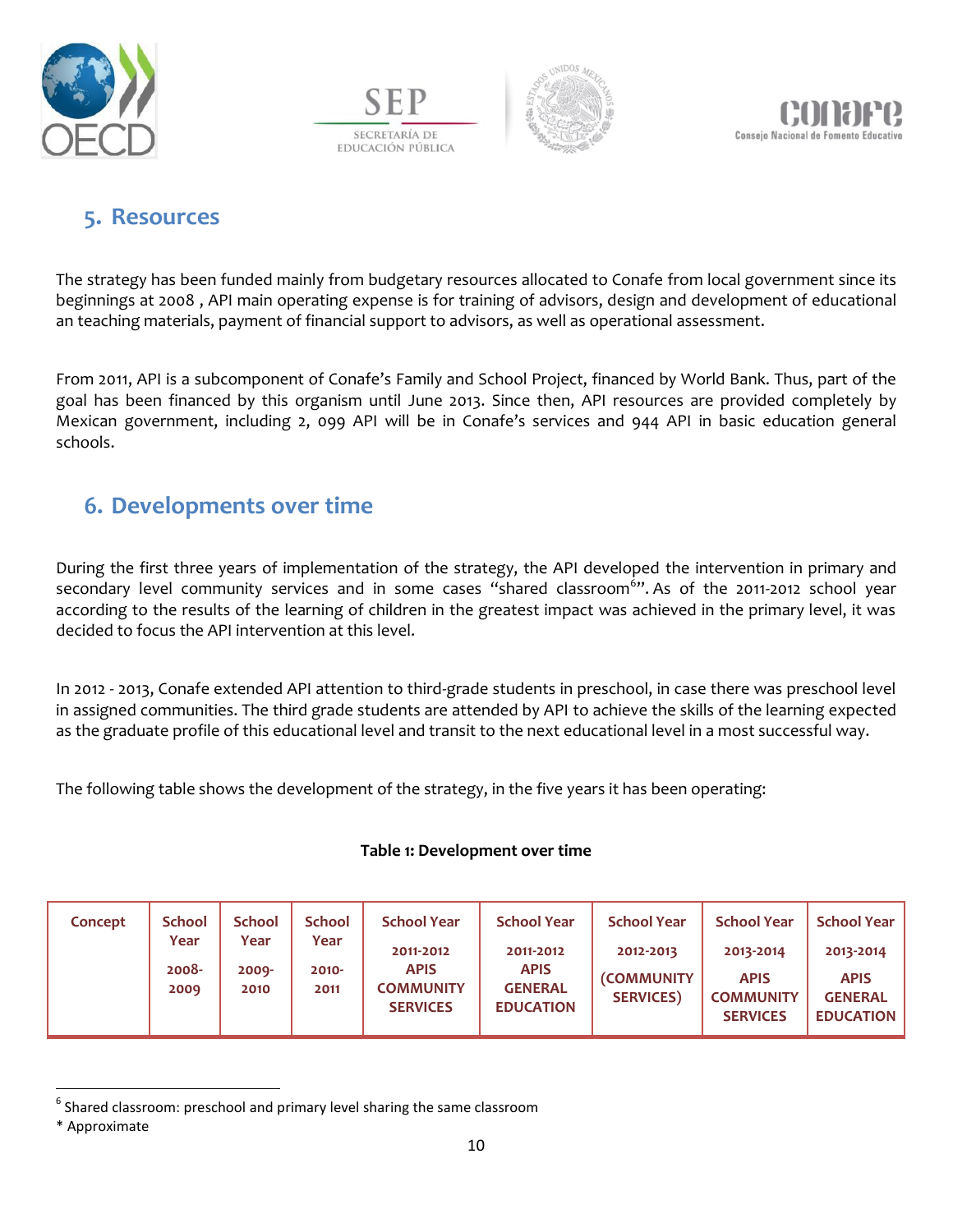## 5. Resources

The strategy has been funded mainly from budgetary resources allocated to Conafe from local government since its beginnings at 2008 , API main operating expense is for training of advisors, design and development of educational an teaching materials, payment of financial support to advisors, as well as operational assessment.

From 2011, API is a subcomponent of Conafe's Family and School Project, financed by World Bank. Thus, part of the goal has been financed by this organism until June 2013. Since then, API resources are provided completely by Mexican government, including 2, 099 API will be in Conafe's services and 944 API in basic education general schools.

## 6. Developments over time

During the first three years of implementation of the strategy, the API developed the intervention in primary and secondary level community services and in some cases "shared classroom[6]". As of the 2011-2012 school year according to the results of the learning of children in the greatest impact was achieved in the primary level, it was decided to focus the API intervention at this level.

In 2012 - 2013, Conafe extended API attention to third-grade students in preschool, in case there was preschool level in assigned communities. The third grade students are attended by API to achieve the skills of the learning expected as the graduate profile of this educational level and transit to the next educational level in a most successful way.

The following table shows the development of the strategy, in the five years it has been operating:

**Table 1: Development over time**

| Concept | School Year 2008-2009 | School Year 2009-2010 | School Year 2010-2011 | School Year 2011-2012 APIS COMMUNITY SERVICES | School Year 2011-2012 APIS GENERAL EDUCATION | School Year 2012-2013 (COMMUNITY SERVICES) | School Year 2013-2014 APIS COMMUNITY SERVICES | School Year 2013-2014 APIS GENERAL EDUCATION |
|---|---|---|---|---|---|---|---|---|

[6] Shared classroom: preschool and primary level sharing the same classroom

\* Approximate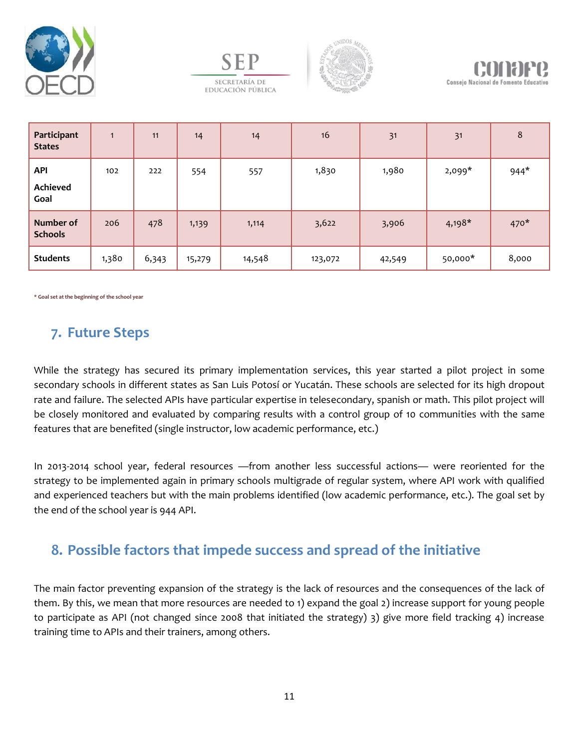| Participant States | 1 | 11 | 14 | 14 | 16 | 31 | 31 | 8 |
|---|---|---|---|---|---|---|---|---|
| API Achieved Goal | 102 | 222 | 554 | 557 | 1,830 | 1,980 | 2,099* | 944* |
| Number of Schools | 206 | 478 | 1,139 | 1,114 | 3,622 | 3,906 | 4,198* | 470* |
| Students | 1,380 | 6,343 | 15,279 | 14,548 | 123,072 | 42,549 | 50,000* | 8,000 |

* Goal set at the beginning of the school year

## 7. Future Steps

While the strategy has secured its primary implementation services, this year started a pilot project in some secondary schools in different states as San Luis Potosí or Yucatán. These schools are selected for its high dropout rate and failure. The selected APIs have particular expertise in telesecondary, spanish or math. This pilot project will be closely monitored and evaluated by comparing results with a control group of 10 communities with the same features that are benefited (single instructor, low academic performance, etc.)

In 2013-2014 school year, federal resources —from another less successful actions— were reoriented for the strategy to be implemented again in primary schools multigrade of regular system, where API work with qualified and experienced teachers but with the main problems identified (low academic performance, etc.). The goal set by the end of the school year is 944 API.

## 8. Possible factors that impede success and spread of the initiative

The main factor preventing expansion of the strategy is the lack of resources and the consequences of the lack of them. By this, we mean that more resources are needed to 1) expand the goal 2) increase support for young people to participate as API (not changed since 2008 that initiated the strategy) 3) give more field tracking 4) increase training time to APIs and their trainers, among others.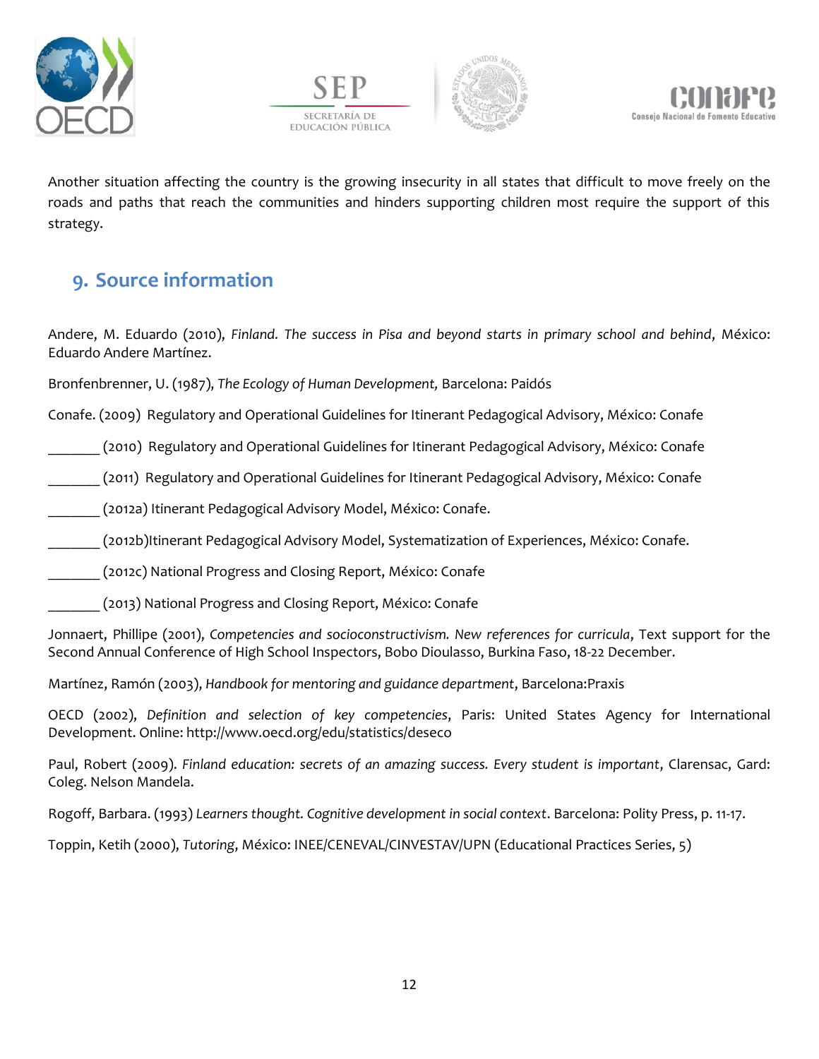Another situation affecting the country is the growing insecurity in all states that difficult to move freely on the roads and paths that reach the communities and hinders supporting children most require the support of this strategy.

## 9. Source information

Andere, M. Eduardo (2010), *Finland. The success in Pisa and beyond starts in primary school and behind*, México: Eduardo Andere Martínez.

Bronfenbrenner, U. (1987), *The Ecology of Human Development,* Barcelona: Paidós

Conafe. (2009) Regulatory and Operational Guidelines for Itinerant Pedagogical Advisory, México: Conafe

_______ (2010) Regulatory and Operational Guidelines for Itinerant Pedagogical Advisory, México: Conafe

_______ (2011) Regulatory and Operational Guidelines for Itinerant Pedagogical Advisory, México: Conafe

_______ (2012a) Itinerant Pedagogical Advisory Model, México: Conafe.

_______ (2012b)Itinerant Pedagogical Advisory Model, Systematization of Experiences, México: Conafe.

_______ (2012c) National Progress and Closing Report, México: Conafe

_______ (2013) National Progress and Closing Report, México: Conafe

Jonnaert, Phillipe (2001), *Competencies and socioconstructivism. New references for curricula*, Text support for the Second Annual Conference of High School Inspectors, Bobo Dioulasso, Burkina Faso, 18-22 December.

Martínez, Ramón (2003), *Handbook for mentoring and guidance department*, Barcelona:Praxis

OECD (2002), *Definition and selection of key competencies*, Paris: United States Agency for International Development. Online: http://www.oecd.org/edu/statistics/deseco

Paul, Robert (2009). *Finland education: secrets of an amazing success. Every student is important*, Clarensac, Gard: Coleg. Nelson Mandela.

Rogoff, Barbara. (1993) *Learners thought. Cognitive development in social context*. Barcelona: Polity Press, p. 11-17.

Toppin, Ketih (2000), *Tutoring*, México: INEE/CENEVAL/CINVESTAV/UPN (Educational Practices Series, 5)